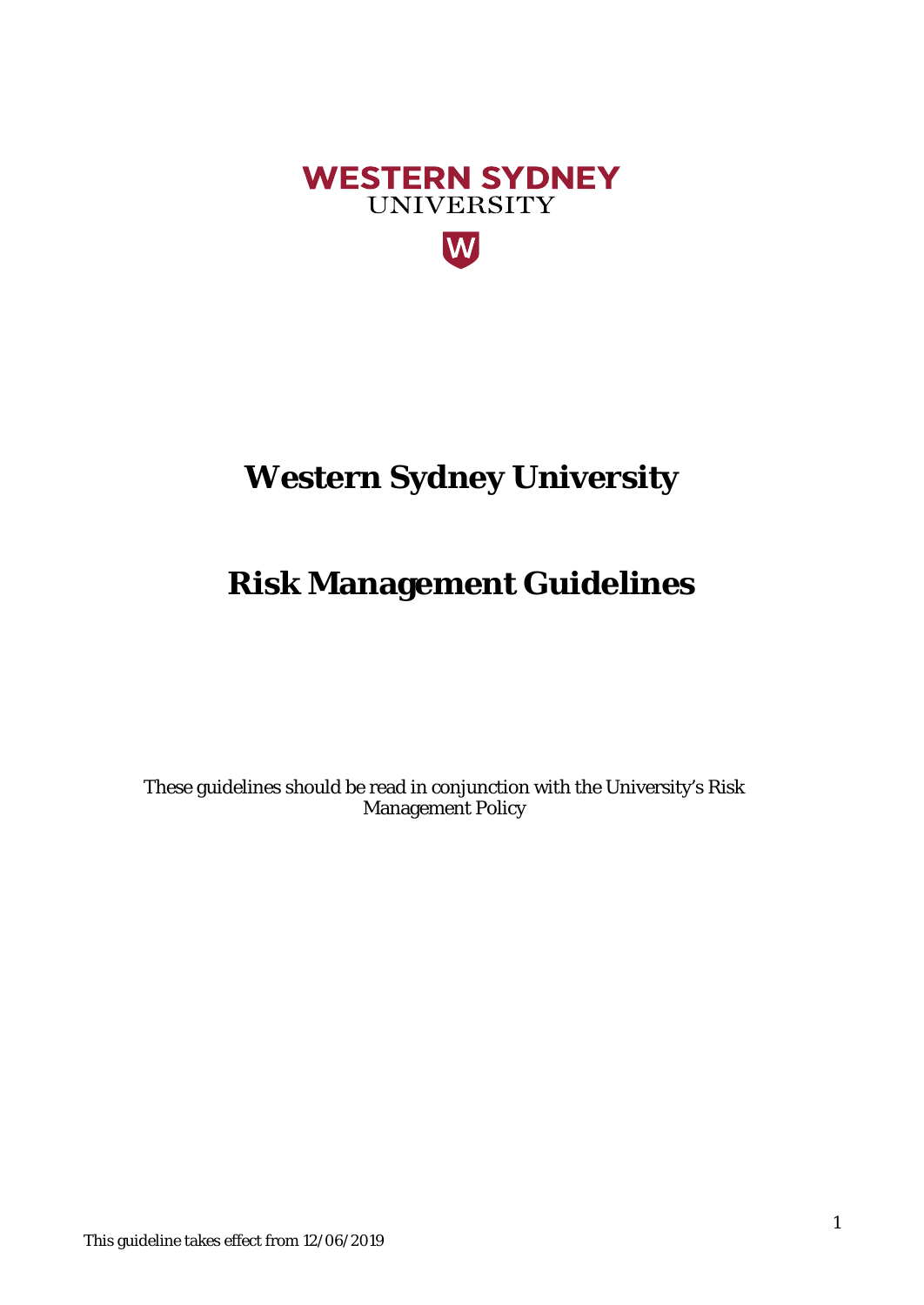WESTERN SYDNEY
UNIVERSITY

# Western Sydney University

# Risk Management Guidelines

These guidelines should be read in conjunction with the University's Risk Management Policy

This guideline takes effect from 12/06/2019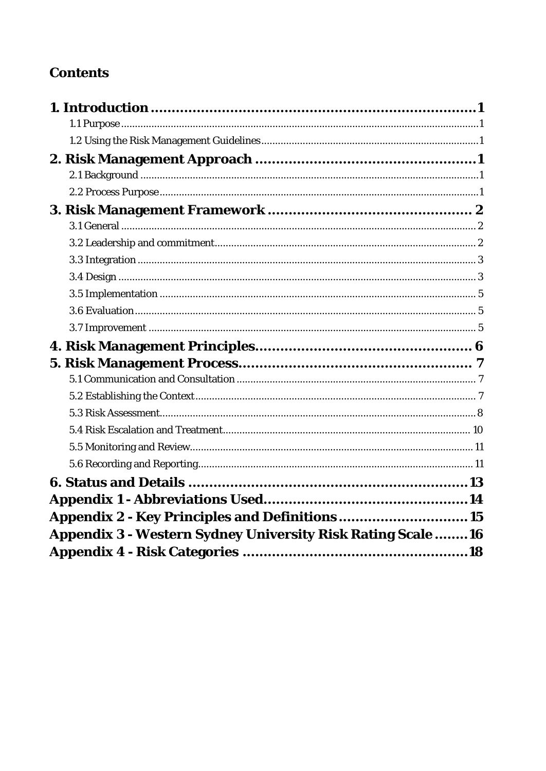## Contents

**1. Introduction** .......... **1**
- 1.1 Purpose .......... 1
- 1.2 Using the Risk Management Guidelines .......... 1

**2. Risk Management Approach** .......... **1**
- 2.1 Background .......... 1
- 2.2 Process Purpose .......... 1

**3. Risk Management Framework** .......... **2**
- 3.1 General .......... 2
- 3.2 Leadership and commitment .......... 2
- 3.3 Integration .......... 3
- 3.4 Design .......... 3
- 3.5 Implementation .......... 5
- 3.6 Evaluation .......... 5
- 3.7 Improvement .......... 5

**4. Risk Management Principles** .......... **6**

**5. Risk Management Process** .......... **7**
- 5.1 Communication and Consultation .......... 7
- 5.2 Establishing the Context .......... 7
- 5.3 Risk Assessment .......... 8
- 5.4 Risk Escalation and Treatment .......... 10
- 5.5 Monitoring and Review .......... 11
- 5.6 Recording and Reporting .......... 11

**6. Status and Details** .......... **13**

**Appendix 1 - Abbreviations Used** .......... **14**

**Appendix 2 - Key Principles and Definitions** .......... **15**

**Appendix 3 - Western Sydney University Risk Rating Scale** .......... **16**

**Appendix 4 - Risk Categories** .......... **18**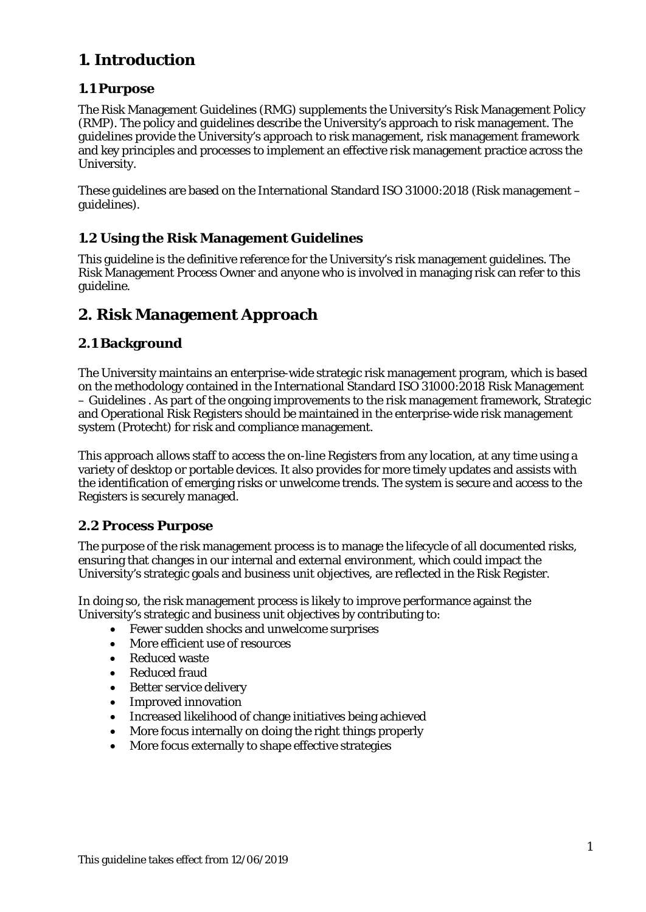# 1. Introduction

## 1.1 Purpose

The Risk Management Guidelines (RMG) supplements the University's Risk Management Policy (RMP). The policy and guidelines describe the University's approach to risk management. The guidelines provide the University's approach to risk management, risk management framework and key principles and processes to implement an effective risk management practice across the University.

These guidelines are based on the International Standard ISO 31000:2018 (Risk management – guidelines).

## 1.2 Using the Risk Management Guidelines

This guideline is the definitive reference for the University's risk management guidelines. The Risk Management Process Owner and anyone who is involved in managing risk can refer to this guideline.

# 2. Risk Management Approach

## 2.1 Background

The University maintains an enterprise-wide strategic risk management program, which is based on the methodology contained in the International Standard ISO 31000:2018 Risk Management – Guidelines . As part of the ongoing improvements to the risk management framework, Strategic and Operational Risk Registers should be maintained in the enterprise-wide risk management system (Protecht) for risk and compliance management.

This approach allows staff to access the on-line Registers from any location, at any time using a variety of desktop or portable devices. It also provides for more timely updates and assists with the identification of emerging risks or unwelcome trends. The system is secure and access to the Registers is securely managed.

## 2.2 Process Purpose

The purpose of the risk management process is to manage the lifecycle of all documented risks, ensuring that changes in our internal and external environment, which could impact the University's strategic goals and business unit objectives, are reflected in the Risk Register.

In doing so, the risk management process is likely to improve performance against the University's strategic and business unit objectives by contributing to:

- Fewer sudden shocks and unwelcome surprises
- More efficient use of resources
- Reduced waste
- Reduced fraud
- Better service delivery
- Improved innovation
- Increased likelihood of change initiatives being achieved
- More focus internally on doing the right things properly
- More focus externally to shape effective strategies

This guideline takes effect from 12/06/2019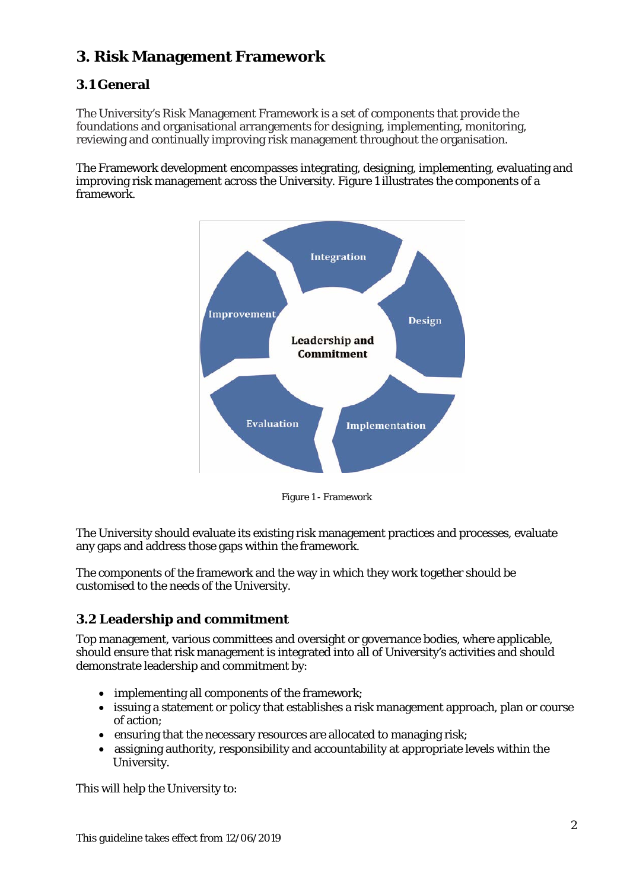# 3. Risk Management Framework

## 3.1 General

The University's Risk Management Framework is a set of components that provide the foundations and organisational arrangements for designing, implementing, monitoring, reviewing and continually improving risk management throughout the organisation.

The Framework development encompasses integrating, designing, implementing, evaluating and improving risk management across the University. Figure 1 illustrates the components of a framework.

Figure 1 - Framework

The University should evaluate its existing risk management practices and processes, evaluate any gaps and address those gaps within the framework.

The components of the framework and the way in which they work together should be customised to the needs of the University.

## 3.2 Leadership and commitment

Top management, various committees and oversight or governance bodies, where applicable, should ensure that risk management is integrated into all of University's activities and should demonstrate leadership and commitment by:

- implementing all components of the framework;
- issuing a statement or policy that establishes a risk management approach, plan or course of action;
- ensuring that the necessary resources are allocated to managing risk;
- assigning authority, responsibility and accountability at appropriate levels within the University.

This will help the University to: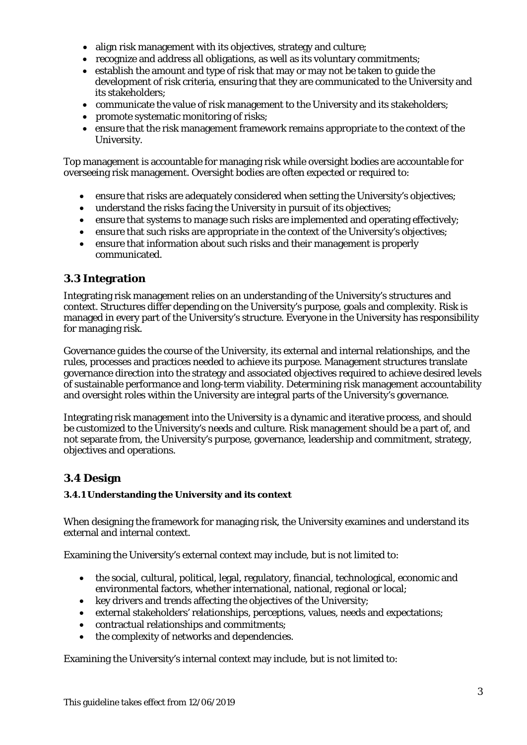- align risk management with its objectives, strategy and culture;
- recognize and address all obligations, as well as its voluntary commitments;
- establish the amount and type of risk that may or may not be taken to guide the development of risk criteria, ensuring that they are communicated to the University and its stakeholders;
- communicate the value of risk management to the University and its stakeholders;
- promote systematic monitoring of risks;
- ensure that the risk management framework remains appropriate to the context of the University.

Top management is accountable for managing risk while oversight bodies are accountable for overseeing risk management. Oversight bodies are often expected or required to:

- ensure that risks are adequately considered when setting the University's objectives;
- understand the risks facing the University in pursuit of its objectives;
- ensure that systems to manage such risks are implemented and operating effectively;
- ensure that such risks are appropriate in the context of the University's objectives;
- ensure that information about such risks and their management is properly communicated.

## 3.3 Integration

Integrating risk management relies on an understanding of the University's structures and context. Structures differ depending on the University's purpose, goals and complexity. Risk is managed in every part of the University's structure. Everyone in the University has responsibility for managing risk.

Governance guides the course of the University, its external and internal relationships, and the rules, processes and practices needed to achieve its purpose. Management structures translate governance direction into the strategy and associated objectives required to achieve desired levels of sustainable performance and long-term viability. Determining risk management accountability and oversight roles within the University are integral parts of the University's governance.

Integrating risk management into the University is a dynamic and iterative process, and should be customized to the University's needs and culture. Risk management should be a part of, and not separate from, the University's purpose, governance, leadership and commitment, strategy, objectives and operations.

## 3.4 Design

### 3.4.1 Understanding the University and its context

When designing the framework for managing risk, the University examines and understand its external and internal context.

Examining the University's external context may include, but is not limited to:

- the social, cultural, political, legal, regulatory, financial, technological, economic and environmental factors, whether international, national, regional or local;
- key drivers and trends affecting the objectives of the University;
- external stakeholders' relationships, perceptions, values, needs and expectations;
- contractual relationships and commitments;
- the complexity of networks and dependencies.

Examining the University's internal context may include, but is not limited to:

This guideline takes effect from 12/06/2019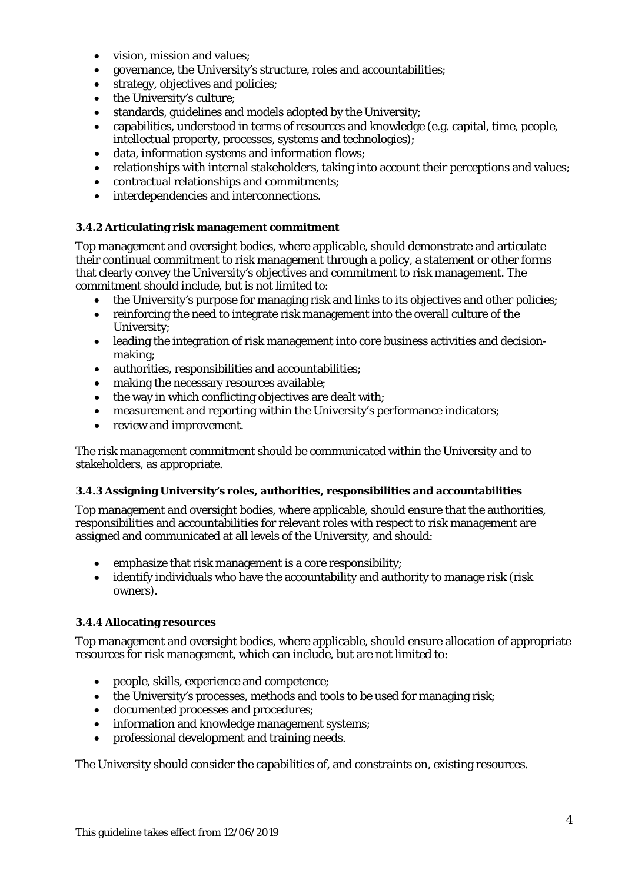- vision, mission and values;
- governance, the University's structure, roles and accountabilities;
- strategy, objectives and policies;
- the University's culture;
- standards, guidelines and models adopted by the University;
- capabilities, understood in terms of resources and knowledge (e.g. capital, time, people, intellectual property, processes, systems and technologies);
- data, information systems and information flows;
- relationships with internal stakeholders, taking into account their perceptions and values;
- contractual relationships and commitments;
- interdependencies and interconnections.

#### 3.4.2 Articulating risk management commitment

Top management and oversight bodies, where applicable, should demonstrate and articulate their continual commitment to risk management through a policy, a statement or other forms that clearly convey the University's objectives and commitment to risk management. The commitment should include, but is not limited to:

- the University's purpose for managing risk and links to its objectives and other policies;
- reinforcing the need to integrate risk management into the overall culture of the University;
- leading the integration of risk management into core business activities and decision-making;
- authorities, responsibilities and accountabilities;
- making the necessary resources available;
- the way in which conflicting objectives are dealt with;
- measurement and reporting within the University's performance indicators;
- review and improvement.

The risk management commitment should be communicated within the University and to stakeholders, as appropriate.

#### 3.4.3 Assigning University's roles, authorities, responsibilities and accountabilities

Top management and oversight bodies, where applicable, should ensure that the authorities, responsibilities and accountabilities for relevant roles with respect to risk management are assigned and communicated at all levels of the University, and should:

- emphasize that risk management is a core responsibility;
- identify individuals who have the accountability and authority to manage risk (risk owners).

#### 3.4.4 Allocating resources

Top management and oversight bodies, where applicable, should ensure allocation of appropriate resources for risk management, which can include, but are not limited to:

- people, skills, experience and competence;
- the University's processes, methods and tools to be used for managing risk;
- documented processes and procedures;
- information and knowledge management systems;
- professional development and training needs.

The University should consider the capabilities of, and constraints on, existing resources.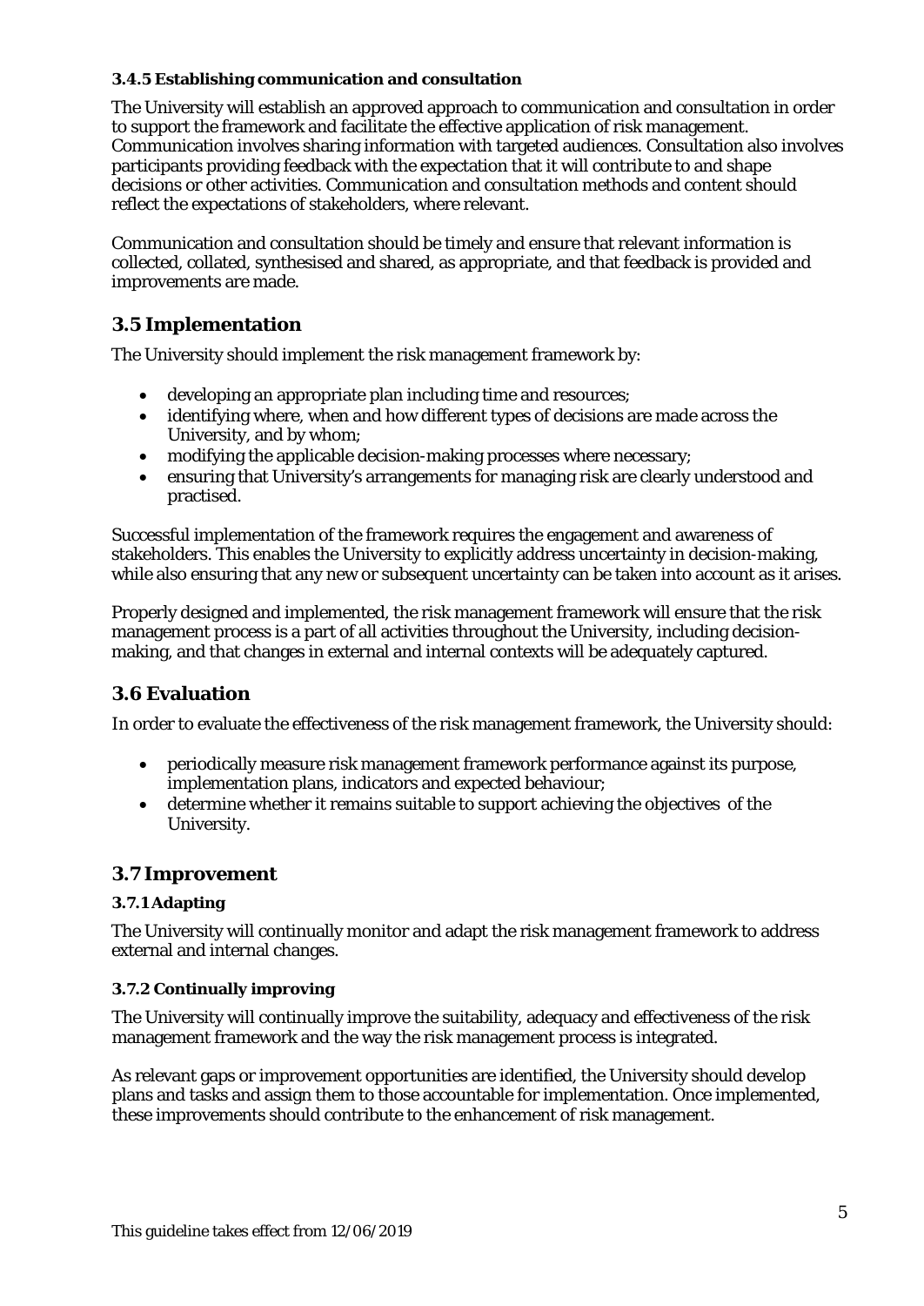#### 3.4.5 Establishing communication and consultation

The University will establish an approved approach to communication and consultation in order to support the framework and facilitate the effective application of risk management. Communication involves sharing information with targeted audiences. Consultation also involves participants providing feedback with the expectation that it will contribute to and shape decisions or other activities. Communication and consultation methods and content should reflect the expectations of stakeholders, where relevant.

Communication and consultation should be timely and ensure that relevant information is collected, collated, synthesised and shared, as appropriate, and that feedback is provided and improvements are made.

## 3.5 Implementation

The University should implement the risk management framework by:

- developing an appropriate plan including time and resources;
- identifying where, when and how different types of decisions are made across the University, and by whom;
- modifying the applicable decision-making processes where necessary;
- ensuring that University's arrangements for managing risk are clearly understood and practised.

Successful implementation of the framework requires the engagement and awareness of stakeholders. This enables the University to explicitly address uncertainty in decision-making, while also ensuring that any new or subsequent uncertainty can be taken into account as it arises.

Properly designed and implemented, the risk management framework will ensure that the risk management process is a part of all activities throughout the University, including decision-making, and that changes in external and internal contexts will be adequately captured.

## 3.6 Evaluation

In order to evaluate the effectiveness of the risk management framework, the University should:

- periodically measure risk management framework performance against its purpose, implementation plans, indicators and expected behaviour;
- determine whether it remains suitable to support achieving the objectives of the University.

## 3.7 Improvement

#### 3.7.1 Adapting

The University will continually monitor and adapt the risk management framework to address external and internal changes.

#### 3.7.2 Continually improving

The University will continually improve the suitability, adequacy and effectiveness of the risk management framework and the way the risk management process is integrated.

As relevant gaps or improvement opportunities are identified, the University should develop plans and tasks and assign them to those accountable for implementation. Once implemented, these improvements should contribute to the enhancement of risk management.

This guideline takes effect from 12/06/2019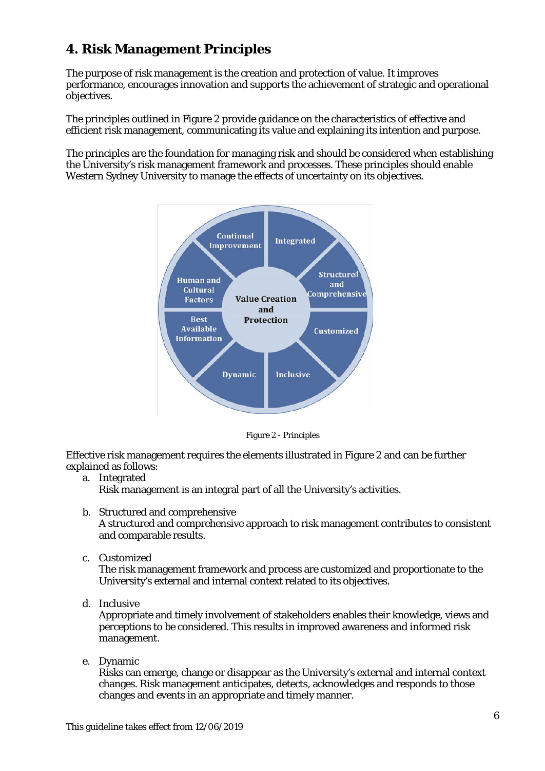## 4. Risk Management Principles

The purpose of risk management is the creation and protection of value. It improves performance, encourages innovation and supports the achievement of strategic and operational objectives.

The principles outlined in Figure 2 provide guidance on the characteristics of effective and efficient risk management, communicating its value and explaining its intention and purpose.

The principles are the foundation for managing risk and should be considered when establishing the University's risk management framework and processes. These principles should enable Western Sydney University to manage the effects of uncertainty on its objectives.

Figure 2 - Principles

Effective risk management requires the elements illustrated in Figure 2 and can be further explained as follows:

a. Integrated
   Risk management is an integral part of all the University's activities.

b. Structured and comprehensive
   A structured and comprehensive approach to risk management contributes to consistent and comparable results.

c. Customized
   The risk management framework and process are customized and proportionate to the University's external and internal context related to its objectives.

d. Inclusive
   Appropriate and timely involvement of stakeholders enables their knowledge, views and perceptions to be considered. This results in improved awareness and informed risk management.

e. Dynamic
   Risks can emerge, change or disappear as the University's external and internal context changes. Risk management anticipates, detects, acknowledges and responds to those changes and events in an appropriate and timely manner.

This guideline takes effect from 12/06/2019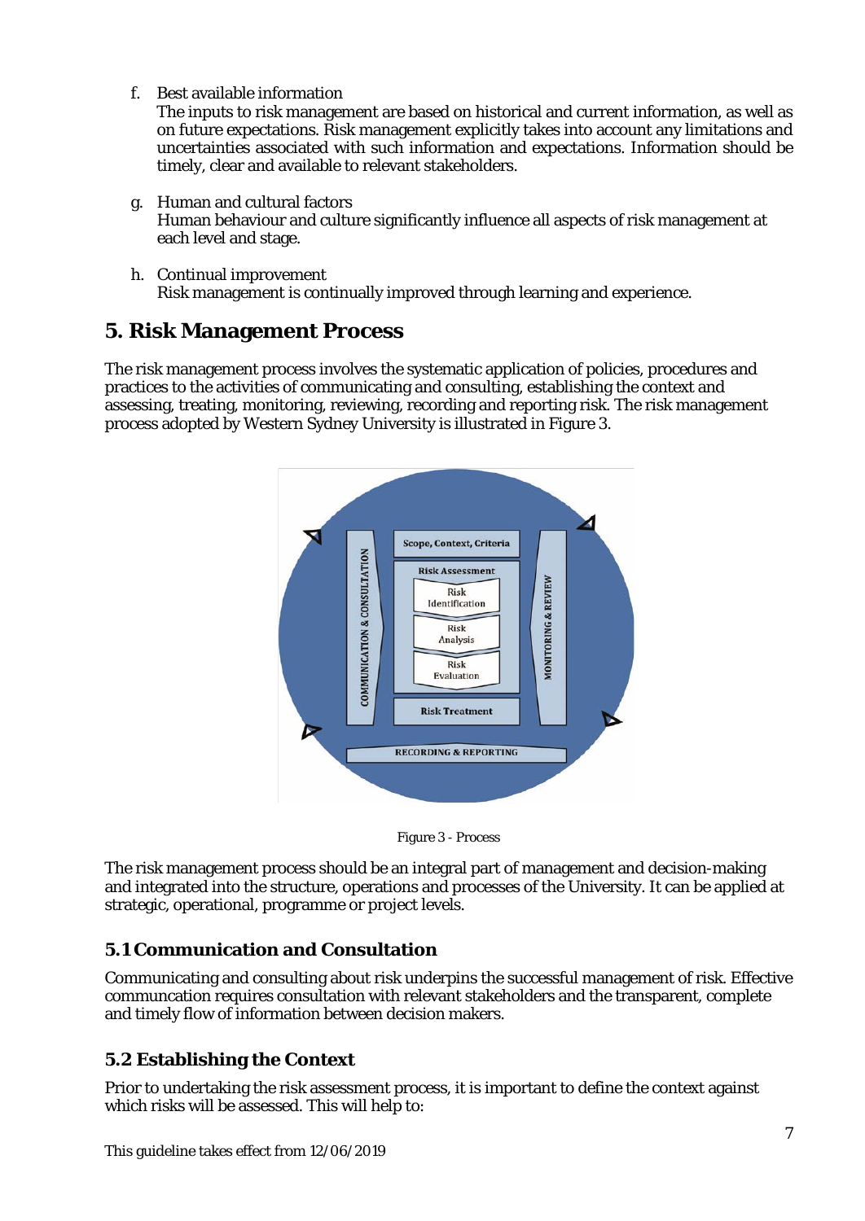f. Best available information
   The inputs to risk management are based on historical and current information, as well as on future expectations. Risk management explicitly takes into account any limitations and uncertainties associated with such information and expectations. Information should be timely, clear and available to relevant stakeholders.

g. Human and cultural factors
   Human behaviour and culture significantly influence all aspects of risk management at each level and stage.

h. Continual improvement
   Risk management is continually improved through learning and experience.

## 5. Risk Management Process

The risk management process involves the systematic application of policies, procedures and practices to the activities of communicating and consulting, establishing the context and assessing, treating, monitoring, reviewing, recording and reporting risk. The risk management process adopted by Western Sydney University is illustrated in Figure 3.

Figure 3 - Process

The risk management process should be an integral part of management and decision-making and integrated into the structure, operations and processes of the University. It can be applied at strategic, operational, programme or project levels.

### 5.1 Communication and Consultation

Communicating and consulting about risk underpins the successful management of risk. Effective communcation requires consultation with relevant stakeholders and the transparent, complete and timely flow of information between decision makers.

### 5.2 Establishing the Context

Prior to undertaking the risk assessment process, it is important to define the context against which risks will be assessed. This will help to:

This guideline takes effect from 12/06/2019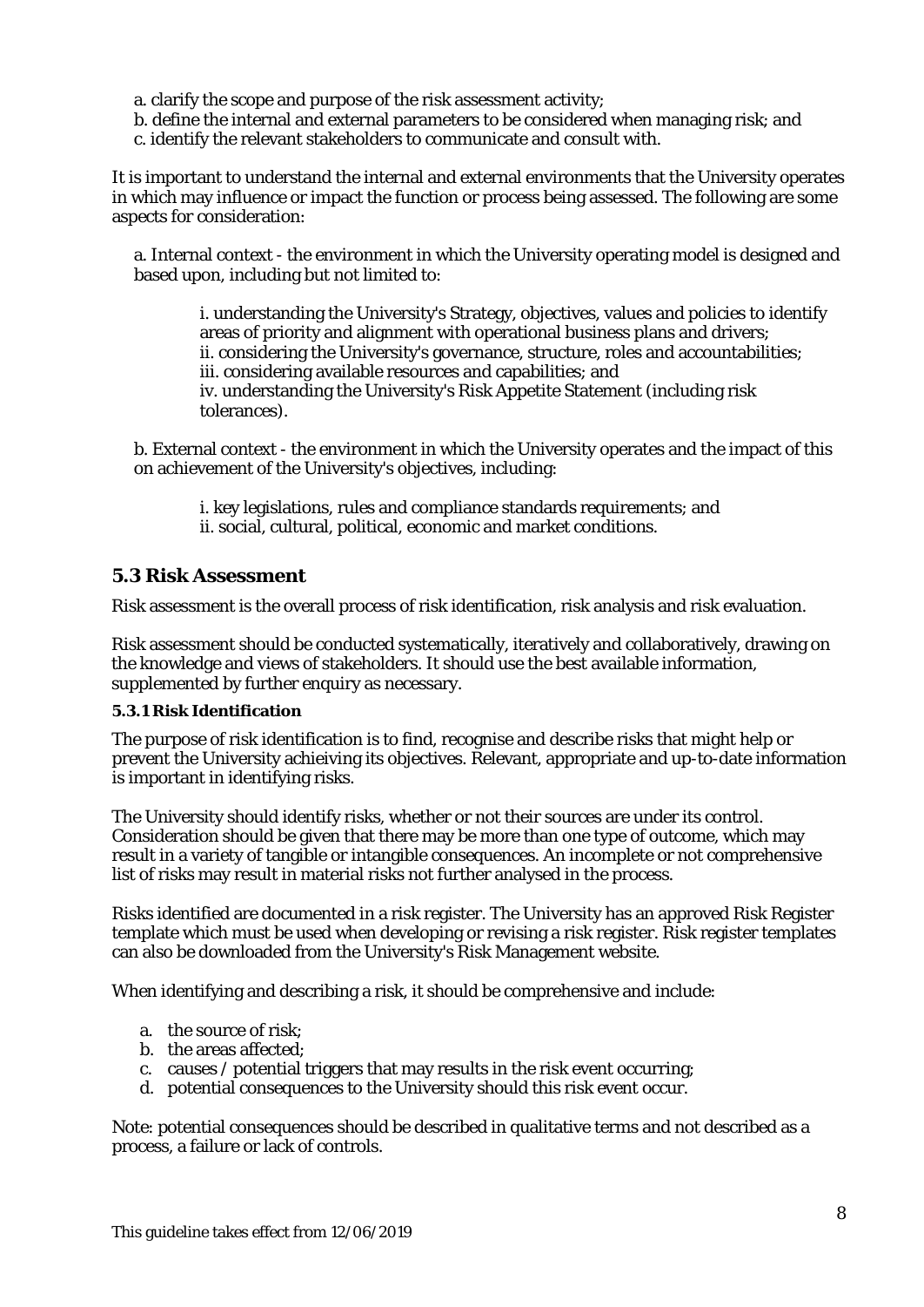a. clarify the scope and purpose of the risk assessment activity;
b. define the internal and external parameters to be considered when managing risk; and
c. identify the relevant stakeholders to communicate and consult with.

It is important to understand the internal and external environments that the University operates in which may influence or impact the function or process being assessed. The following are some aspects for consideration:

a. Internal context - the environment in which the University operating model is designed and based upon, including but not limited to:

> i. understanding the University's Strategy, objectives, values and policies to identify areas of priority and alignment with operational business plans and drivers;
> ii. considering the University's governance, structure, roles and accountabilities;
> iii. considering available resources and capabilities; and
> iv. understanding the University's Risk Appetite Statement (including risk tolerances).

b. External context - the environment in which the University operates and the impact of this on achievement of the University's objectives, including:

> i. key legislations, rules and compliance standards requirements; and
> ii. social, cultural, political, economic and market conditions.

## 5.3 Risk Assessment

Risk assessment is the overall process of risk identification, risk analysis and risk evaluation.

Risk assessment should be conducted systematically, iteratively and collaboratively, drawing on the knowledge and views of stakeholders. It should use the best available information, supplemented by further enquiry as necessary.

#### 5.3.1 Risk Identification

The purpose of risk identification is to find, recognise and describe risks that might help or prevent the University achieiving its objectives. Relevant, appropriate and up-to-date information is important in identifying risks.

The University should identify risks, whether or not their sources are under its control. Consideration should be given that there may be more than one type of outcome, which may result in a variety of tangible or intangible consequences. An incomplete or not comprehensive list of risks may result in material risks not further analysed in the process.

Risks identified are documented in a risk register. The University has an approved Risk Register template which must be used when developing or revising a risk register. Risk register templates can also be downloaded from the University's Risk Management website.

When identifying and describing a risk, it should be comprehensive and include:

a. the source of risk;
b. the areas affected;
c. causes / potential triggers that may results in the risk event occurring;
d. potential consequences to the University should this risk event occur.

Note: potential consequences should be described in qualitative terms and not described as a process, a failure or lack of controls.

This guideline takes effect from 12/06/2019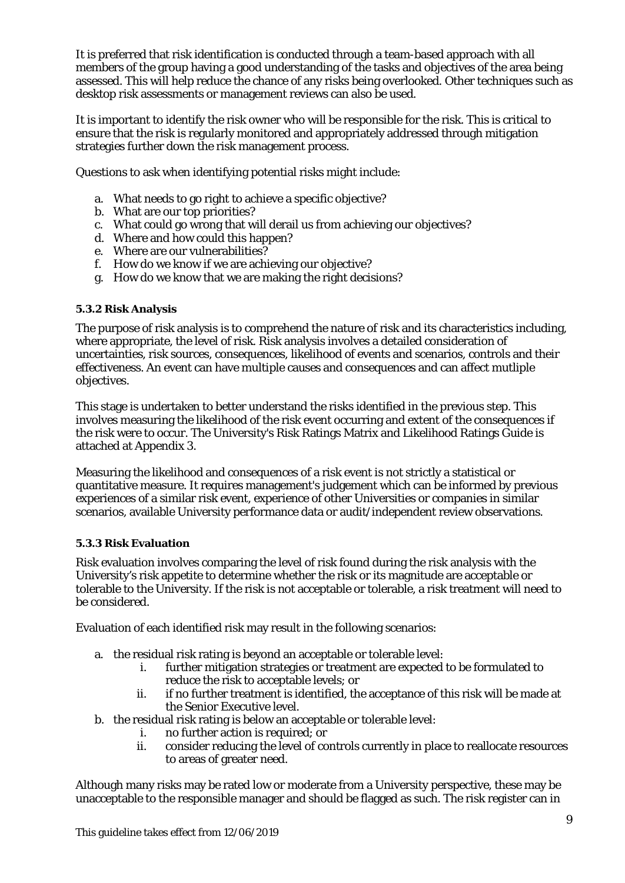It is preferred that risk identification is conducted through a team-based approach with all members of the group having a good understanding of the tasks and objectives of the area being assessed. This will help reduce the chance of any risks being overlooked. Other techniques such as desktop risk assessments or management reviews can also be used.

It is important to identify the risk owner who will be responsible for the risk. This is critical to ensure that the risk is regularly monitored and appropriately addressed through mitigation strategies further down the risk management process.

Questions to ask when identifying potential risks might include:

a. What needs to go right to achieve a specific objective?
b. What are our top priorities?
c. What could go wrong that will derail us from achieving our objectives?
d. Where and how could this happen?
e. Where are our vulnerabilities?
f. How do we know if we are achieving our objective?
g. How do we know that we are making the right decisions?

#### 5.3.2 Risk Analysis

The purpose of risk analysis is to comprehend the nature of risk and its characteristics including, where appropriate, the level of risk. Risk analysis involves a detailed consideration of uncertainties, risk sources, consequences, likelihood of events and scenarios, controls and their effectiveness. An event can have multiple causes and consequences and can affect mutliple objectives.

This stage is undertaken to better understand the risks identified in the previous step. This involves measuring the likelihood of the risk event occurring and extent of the consequences if the risk were to occur. The University's Risk Ratings Matrix and Likelihood Ratings Guide is attached at Appendix 3.

Measuring the likelihood and consequences of a risk event is not strictly a statistical or quantitative measure. It requires management's judgement which can be informed by previous experiences of a similar risk event, experience of other Universities or companies in similar scenarios, available University performance data or audit/independent review observations.

#### 5.3.3 Risk Evaluation

Risk evaluation involves comparing the level of risk found during the risk analysis with the University's risk appetite to determine whether the risk or its magnitude are acceptable or tolerable to the University. If the risk is not acceptable or tolerable, a risk treatment will need to be considered.

Evaluation of each identified risk may result in the following scenarios:

a. the residual risk rating is beyond an acceptable or tolerable level:
    i. further mitigation strategies or treatment are expected to be formulated to reduce the risk to acceptable levels; or
    ii. if no further treatment is identified, the acceptance of this risk will be made at the Senior Executive level.
b. the residual risk rating is below an acceptable or tolerable level:
    i. no further action is required; or
    ii. consider reducing the level of controls currently in place to reallocate resources to areas of greater need.

Although many risks may be rated low or moderate from a University perspective, these may be unacceptable to the responsible manager and should be flagged as such. The risk register can in

This guideline takes effect from 12/06/2019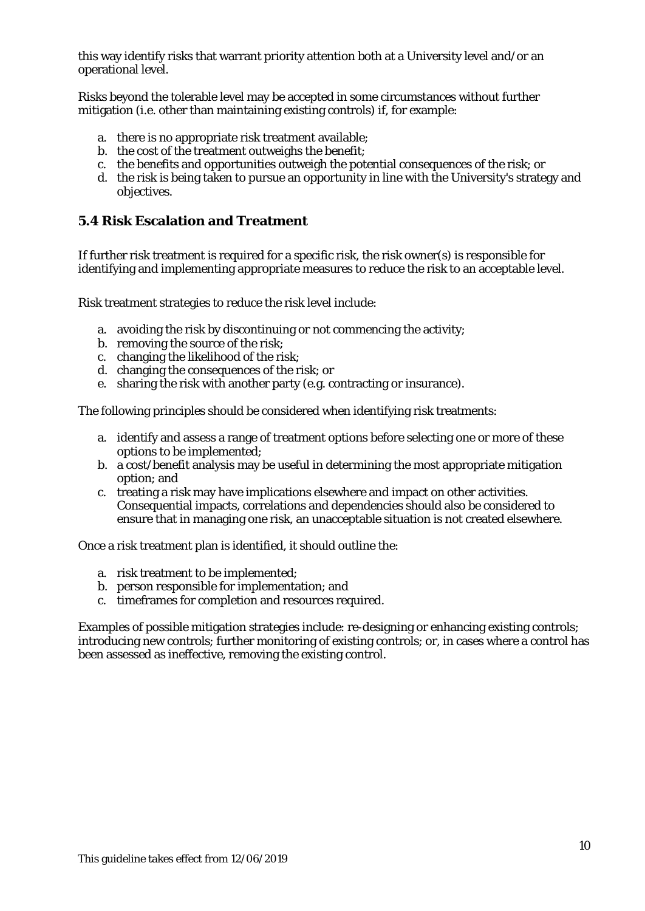this way identify risks that warrant priority attention both at a University level and/or an operational level.

Risks beyond the tolerable level may be accepted in some circumstances without further mitigation (i.e. other than maintaining existing controls) if, for example:

a. there is no appropriate risk treatment available;
b. the cost of the treatment outweighs the benefit;
c. the benefits and opportunities outweigh the potential consequences of the risk; or
d. the risk is being taken to pursue an opportunity in line with the University's strategy and objectives.

## 5.4 Risk Escalation and Treatment

If further risk treatment is required for a specific risk, the risk owner(s) is responsible for identifying and implementing appropriate measures to reduce the risk to an acceptable level.

Risk treatment strategies to reduce the risk level include:

a. avoiding the risk by discontinuing or not commencing the activity;
b. removing the source of the risk;
c. changing the likelihood of the risk;
d. changing the consequences of the risk; or
e. sharing the risk with another party (e.g. contracting or insurance).

The following principles should be considered when identifying risk treatments:

a. identify and assess a range of treatment options before selecting one or more of these options to be implemented;
b. a cost/benefit analysis may be useful in determining the most appropriate mitigation option; and
c. treating a risk may have implications elsewhere and impact on other activities. Consequential impacts, correlations and dependencies should also be considered to ensure that in managing one risk, an unacceptable situation is not created elsewhere.

Once a risk treatment plan is identified, it should outline the:

a. risk treatment to be implemented;
b. person responsible for implementation; and
c. timeframes for completion and resources required.

Examples of possible mitigation strategies include: re-designing or enhancing existing controls; introducing new controls; further monitoring of existing controls; or, in cases where a control has been assessed as ineffective, removing the existing control.

This guideline takes effect from 12/06/2019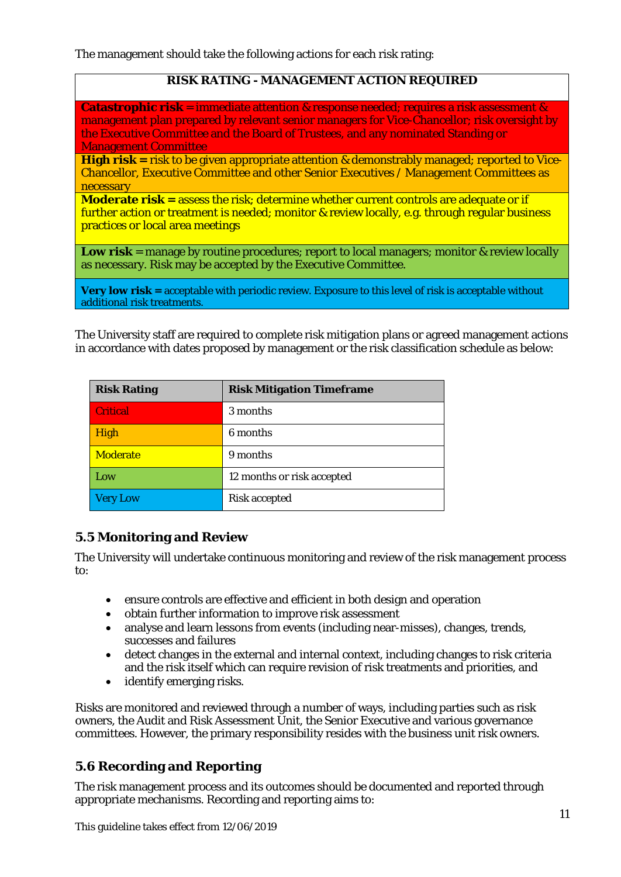The management should take the following actions for each risk rating:

| RISK RATING - MANAGEMENT ACTION REQUIRED |
| --- |
| **Catastrophic risk** = immediate attention & response needed; requires a risk assessment & management plan prepared by relevant senior managers for Vice-Chancellor; risk oversight by the Executive Committee and the Board of Trustees, and any nominated Standing or Management Committee |
| **High risk =** risk to be given appropriate attention & demonstrably managed; reported to Vice-Chancellor, Executive Committee and other Senior Executives / Management Committees as necessary |
| **Moderate risk =** assess the risk; determine whether current controls are adequate or if further action or treatment is needed; monitor & review locally, e.g. through regular business practices or local area meetings |
| **Low risk** = manage by routine procedures; report to local managers; monitor & review locally as necessary. Risk may be accepted by the Executive Committee. |
| **Very low risk =** acceptable with periodic review. Exposure to this level of risk is acceptable without additional risk treatments. |

The University staff are required to complete risk mitigation plans or agreed management actions in accordance with dates proposed by management or the risk classification schedule as below:

| Risk Rating | Risk Mitigation Timeframe |
| --- | --- |
| Critical | 3 months |
| High | 6 months |
| Moderate | 9 months |
| Low | 12 months or risk accepted |
| Very Low | Risk accepted |

## 5.5 Monitoring and Review

The University will undertake continuous monitoring and review of the risk management process to:

- ensure controls are effective and efficient in both design and operation
- obtain further information to improve risk assessment
- analyse and learn lessons from events (including near-misses), changes, trends, successes and failures
- detect changes in the external and internal context, including changes to risk criteria and the risk itself which can require revision of risk treatments and priorities, and
- identify emerging risks.

Risks are monitored and reviewed through a number of ways, including parties such as risk owners, the Audit and Risk Assessment Unit, the Senior Executive and various governance committees. However, the primary responsibility resides with the business unit risk owners.

## 5.6 Recording and Reporting

The risk management process and its outcomes should be documented and reported through appropriate mechanisms. Recording and reporting aims to:

This guideline takes effect from 12/06/2019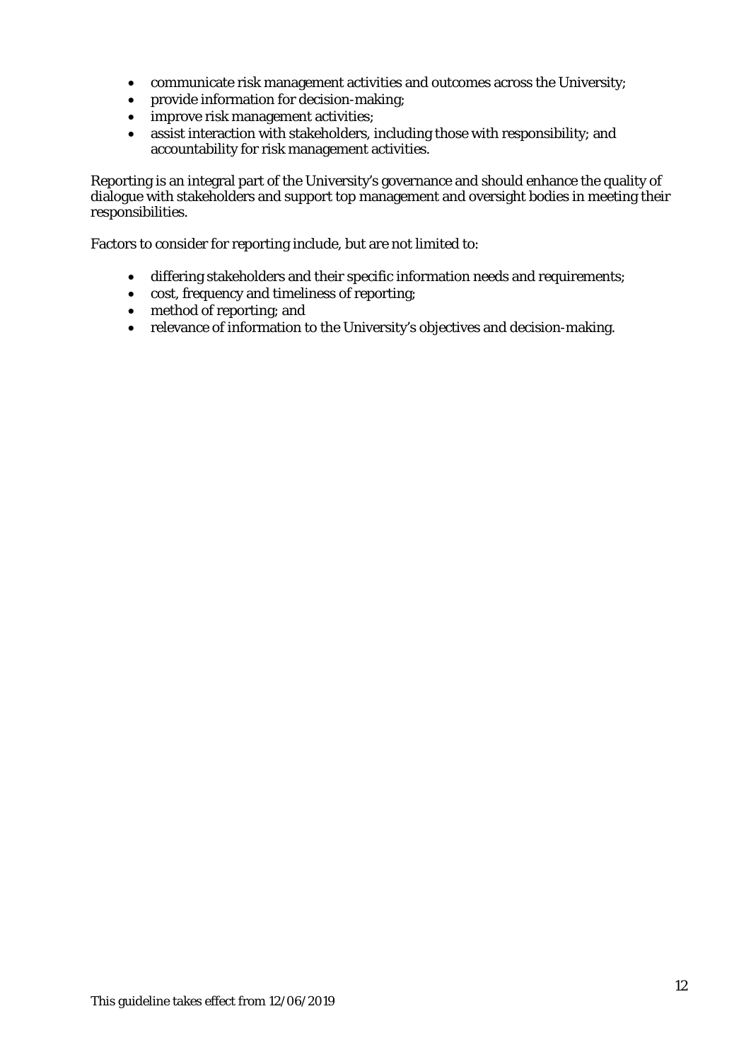- communicate risk management activities and outcomes across the University;
- provide information for decision-making;
- improve risk management activities;
- assist interaction with stakeholders, including those with responsibility; and accountability for risk management activities.

Reporting is an integral part of the University's governance and should enhance the quality of dialogue with stakeholders and support top management and oversight bodies in meeting their responsibilities.

Factors to consider for reporting include, but are not limited to:

- differing stakeholders and their specific information needs and requirements;
- cost, frequency and timeliness of reporting;
- method of reporting; and
- relevance of information to the University's objectives and decision-making.

This guideline takes effect from 12/06/2019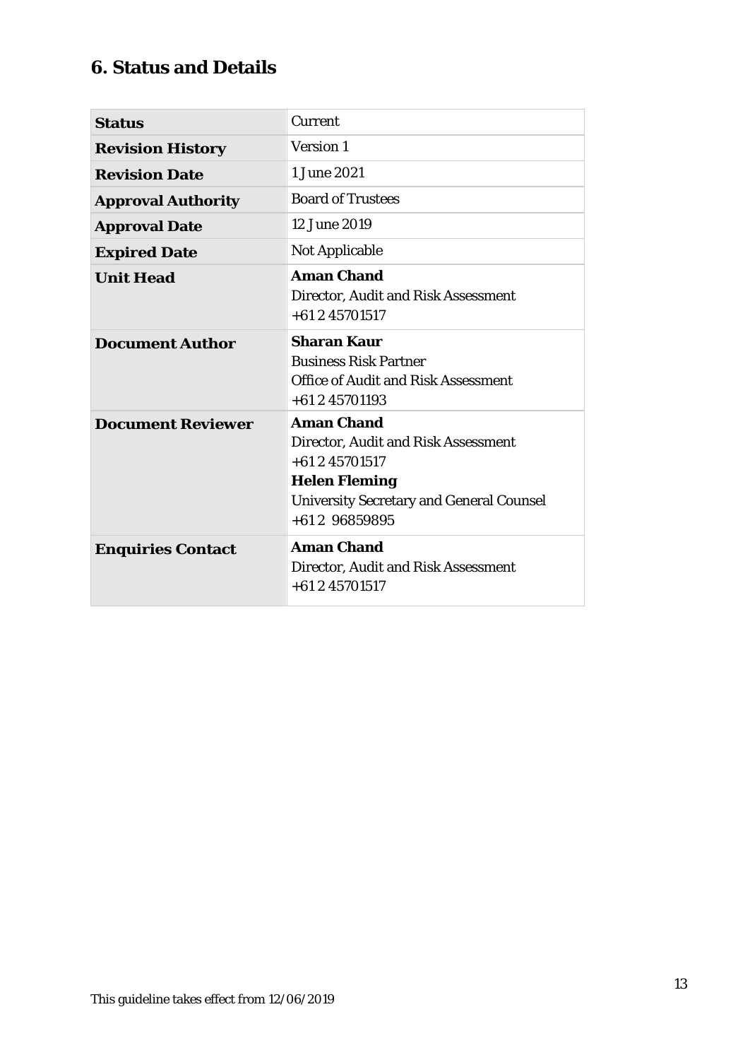## 6. Status and Details

| | |
|---|---|
| **Status** | Current |
| **Revision History** | Version 1 |
| **Revision Date** | 1 June 2021 |
| **Approval Authority** | Board of Trustees |
| **Approval Date** | 12 June 2019 |
| **Expired Date** | Not Applicable |
| **Unit Head** | **Aman Chand**<br>Director, Audit and Risk Assessment<br>+61 2 45701517 |
| **Document Author** | **Sharan Kaur**<br>Business Risk Partner<br>Office of Audit and Risk Assessment<br>+61 2 45701193 |
| **Document Reviewer** | **Aman Chand**<br>Director, Audit and Risk Assessment<br>+61 2 45701517<br>**Helen Fleming**<br>University Secretary and General Counsel<br>+61 2 96859895 |
| **Enquiries Contact** | **Aman Chand**<br>Director, Audit and Risk Assessment<br>+61 2 45701517 |

This guideline takes effect from 12/06/2019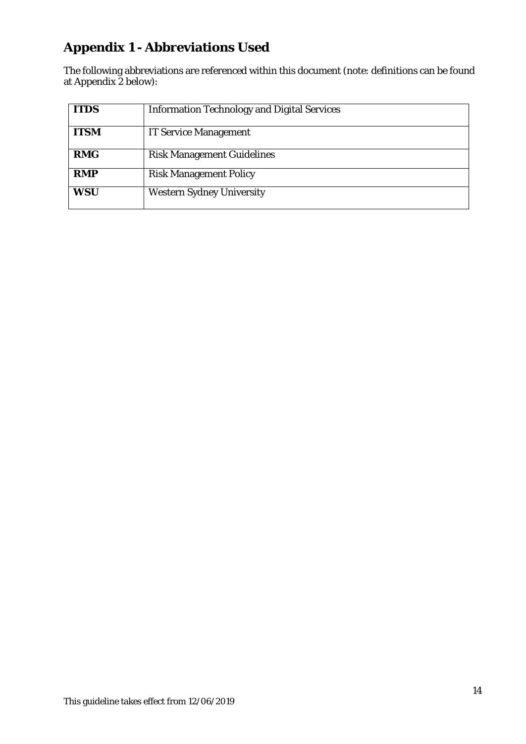## Appendix 1 - Abbreviations Used

The following abbreviations are referenced within this document (note: definitions can be found at Appendix 2 below):

| | |
|---|---|
| **ITDS** | Information Technology and Digital Services |
| **ITSM** | IT Service Management |
| **RMG** | Risk Management Guidelines |
| **RMP** | Risk Management Policy |
| **WSU** | Western Sydney University |

This guideline takes effect from 12/06/2019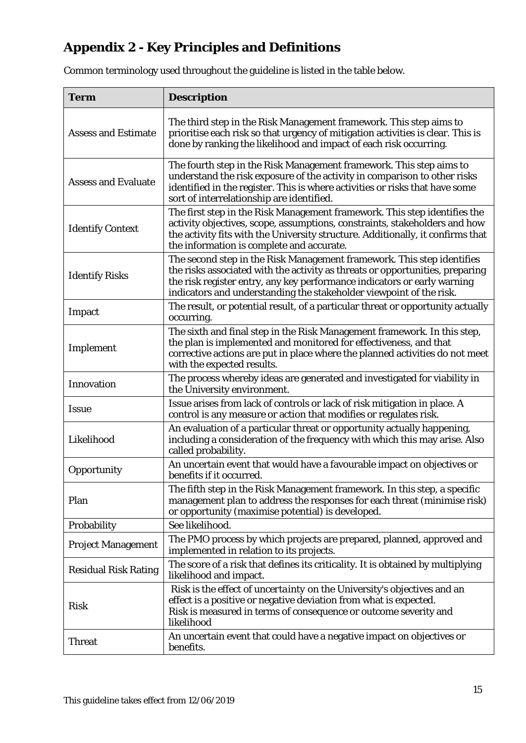## Appendix 2 - Key Principles and Definitions

Common terminology used throughout the guideline is listed in the table below.

| Term | Description |
|---|---|
| Assess and Estimate | The third step in the Risk Management framework. This step aims to prioritise each risk so that urgency of mitigation activities is clear. This is done by ranking the likelihood and impact of each risk occurring. |
| Assess and Evaluate | The fourth step in the Risk Management framework. This step aims to understand the risk exposure of the activity in comparison to other risks identified in the register. This is where activities or risks that have some sort of interrelationship are identified. |
| Identify Context | The first step in the Risk Management framework. This step identifies the activity objectives, scope, assumptions, constraints, stakeholders and how the activity fits with the University structure. Additionally, it confirms that the information is complete and accurate. |
| Identify Risks | The second step in the Risk Management framework. This step identifies the risks associated with the activity as threats or opportunities, preparing the risk register entry, any key performance indicators or early warning indicators and understanding the stakeholder viewpoint of the risk. |
| Impact | The result, or potential result, of a particular threat or opportunity actually occurring. |
| Implement | The sixth and final step in the Risk Management framework. In this step, the plan is implemented and monitored for effectiveness, and that corrective actions are put in place where the planned activities do not meet with the expected results. |
| Innovation | The process whereby ideas are generated and investigated for viability in the University environment. |
| Issue | Issue arises from lack of controls or lack of risk mitigation in place. A control is any measure or action that modifies or regulates risk. |
| Likelihood | An evaluation of a particular threat or opportunity actually happening, including a consideration of the frequency with which this may arise. Also called probability. |
| Opportunity | An uncertain event that would have a favourable impact on objectives or benefits if it occurred. |
| Plan | The fifth step in the Risk Management framework. In this step, a specific management plan to address the responses for each threat (minimise risk) or opportunity (maximise potential) is developed. |
| Probability | See likelihood. |
| Project Management | The PMO process by which projects are prepared, planned, approved and implemented in relation to its projects. |
| Residual Risk Rating | The score of a risk that defines its criticality. It is obtained by multiplying likelihood and impact. |
| Risk | Risk is the effect of uncertainty on the University's objectives and an effect is a positive or negative deviation from what is expected.<br>Risk is measured in terms of consequence or outcome severity and likelihood |
| Threat | An uncertain event that could have a negative impact on objectives or benefits. |

This guideline takes effect from 12/06/2019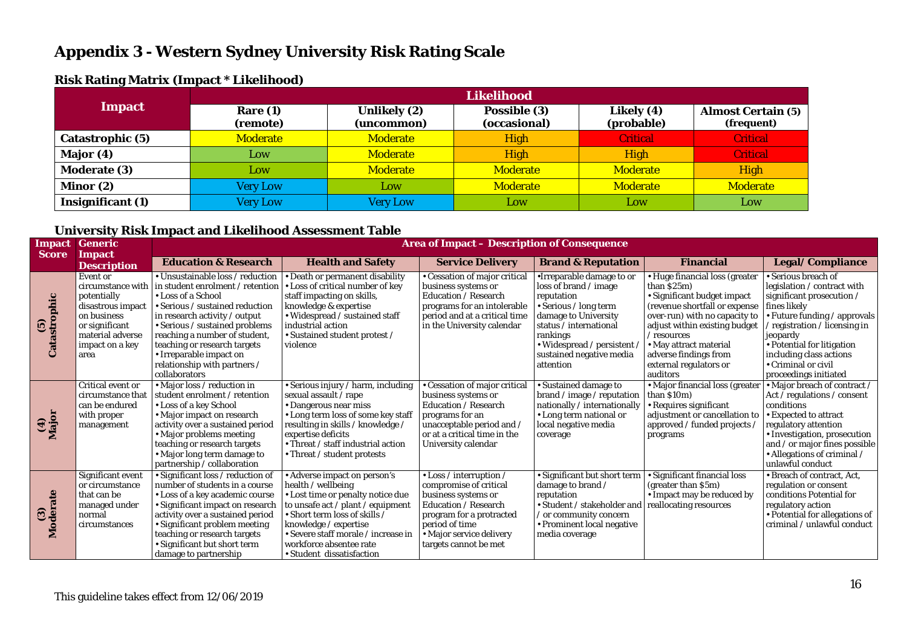# Appendix 3 - Western Sydney University Risk Rating Scale

## Risk Rating Matrix (Impact * Likelihood)

| Impact | Likelihood | | | | |
|---|---|---|---|---|---|
| | Rare (1) (remote) | Unlikely (2) (uncommon) | Possible (3) (occasional) | Likely (4) (probable) | Almost Certain (5) (frequent) |
| Catastrophic (5) | Moderate | Moderate | High | Critical | Critical |
| Major (4) | Low | Moderate | High | High | Critical |
| Moderate (3) | Low | Moderate | Moderate | Moderate | High |
| Minor (2) | Very Low | Low | Moderate | Moderate | Moderate |
| Insignificant (1) | Very Low | Very Low | Low | Low | Low |

## University Risk Impact and Likelihood Assessment Table

| Impact Score | Generic Impact Description | Area of Impact – Description of Consequence | | | | | |
|---|---|---|---|---|---|---|---|
| | | Education & Research | Health and Safety | Service Delivery | Brand & Reputation | Financial | Legal/ Compliance |
| (5) Catastrophic | Event or circumstance with potentially disastrous impact on business or significant material adverse impact on a key area | • Unsustainable loss / reduction in student enrolment / retention<br>• Loss of a School<br>• Serious / sustained reduction in research activity / output<br>• Serious / sustained problems reaching a number of student, teaching or research targets<br>• Irreparable impact on relationship with partners / collaborators | • Death or permanent disability<br>• Loss of critical number of key staff impacting on skills, knowledge & expertise<br>• Widespread / sustained staff industrial action<br>• Sustained student protest / violence | • Cessation of major critical business systems or Education / Research programs for an intolerable period and at a critical time in the University calendar | •Irreparable damage to or loss of brand / image reputation<br>• Serious / long term damage to University status / international rankings<br>• Widespread / persistent / sustained negative media attention | • Huge financial loss (greater than $25m)<br>• Significant budget impact (revenue shortfall or expense over-run) with no capacity to adjust within existing budget / resources<br>• May attract material adverse findings from external regulators or auditors | • Serious breach of legislation / contract with significant prosecution / fines likely<br>• Future funding / approvals / registration / licensing in jeopardy<br>• Potential for litigation including class actions<br>• Criminal or civil proceedings initiated |
| (4) Major | Critical event or circumstance that can be endured with proper management | • Major loss / reduction in student enrolment / retention<br>• Loss of a key School<br>• Major impact on research activity over a sustained period<br>• Major problems meeting teaching or research targets<br>• Major long term damage to partnership / collaboration | • Serious injury / harm, including sexual assault / rape<br>• Dangerous near miss<br>• Long term loss of some key staff resulting in skills / knowledge / expertise deficits<br>• Threat / staff industrial action<br>• Threat / student protests | • Cessation of major critical business systems or Education / Research programs for an unacceptable period and / or at a critical time in the University calendar | • Sustained damage to brand / image / reputation nationally / internationally<br>• Long term national or local negative media coverage | • Major financial loss (greater than $10m)<br>• Requires significant adjustment or cancellation to approved / funded projects / programs | • Major breach of contract / Act / regulations / consent conditions<br>• Expected to attract regulatory attention<br>• Investigation, prosecution and / or major fines possible<br>• Allegations of criminal / unlawful conduct |
| (3) Moderate | Significant event or circumstance that can be managed under normal circumstances | • Significant loss / reduction of number of students in a course<br>• Loss of a key academic course<br>• Significant impact on research activity over a sustained period<br>• Significant problem meeting teaching or research targets<br>• Significant but short term damage to partnership | • Adverse impact on person's health / wellbeing<br>• Lost time or penalty notice due to unsafe act / plant / equipment<br>• Short term loss of skills / knowledge / expertise<br>• Severe staff morale / increase in workforce absentee rate<br>• Student dissatisfaction | • Loss / interruption / compromise of critical business systems or Education / Research program for a protracted period of time<br>• Major service delivery targets cannot be met | • Significant but short term damage to brand / reputation<br>• Student / stakeholder and / or community concern<br>• Prominent local negative media coverage | • Significant financial loss (greater than $5m)<br>• Impact may be reduced by reallocating resources | • Breach of contract, Act, regulation or consent conditions Potential for regulatory action<br>• Potential for allegations of criminal / unlawful conduct |

This guideline takes effect from 12/06/2019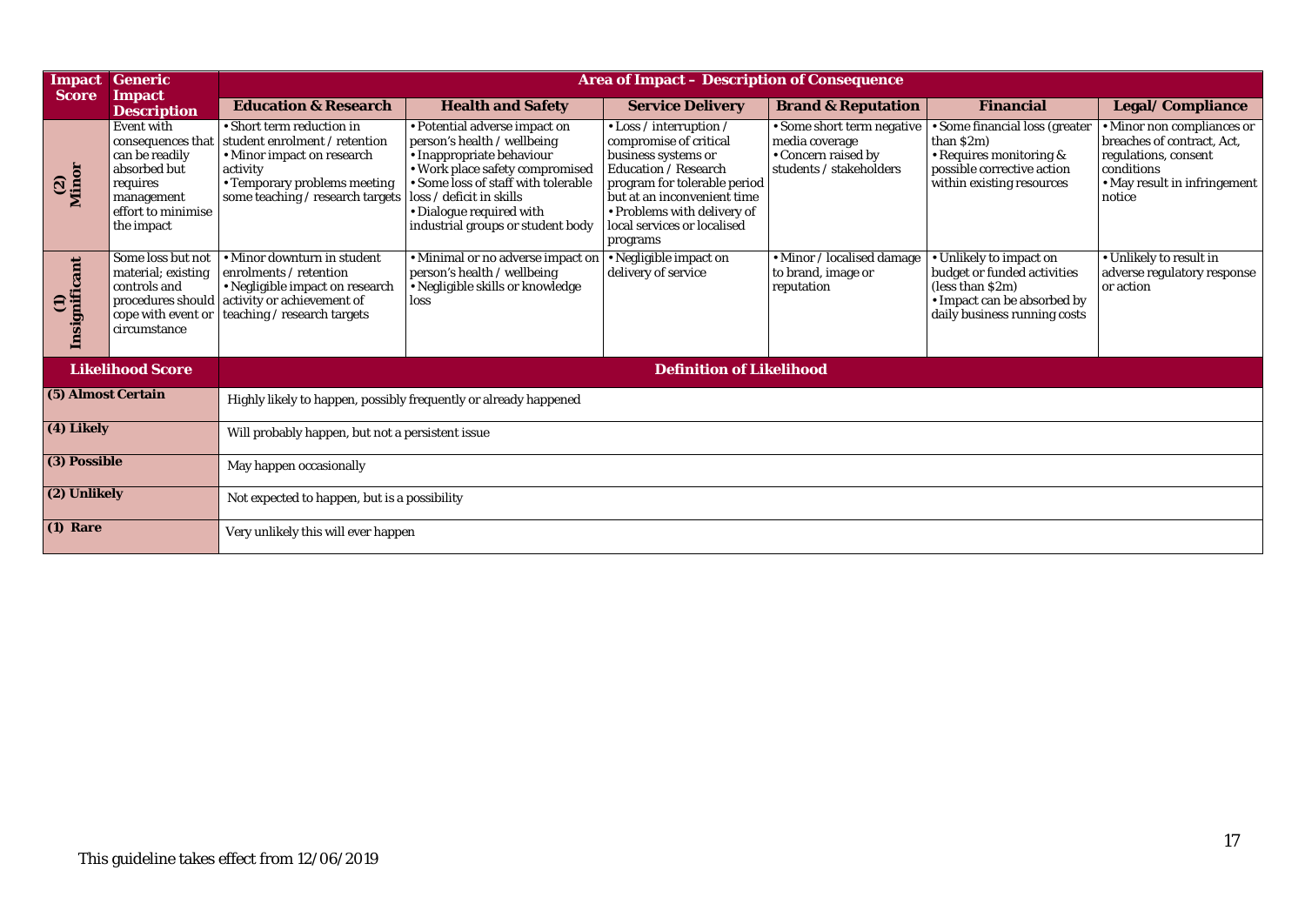| Impact Score | Generic Impact Description | Area of Impact – Description of Consequence | | | | | |
|---|---|---|---|---|---|---|---|
| | | **Education & Research** | **Health and Safety** | **Service Delivery** | **Brand & Reputation** | **Financial** | **Legal/Compliance** |
| **(2) Minor** | Event with consequences that can be readily absorbed but requires management effort to minimise the impact | • Short term reduction in student enrolment / retention<br>• Minor impact on research activity<br>• Temporary problems meeting some teaching / research targets | • Potential adverse impact on person's health / wellbeing<br>• Inappropriate behaviour<br>• Work place safety compromised<br>• Some loss of staff with tolerable loss / deficit in skills<br>• Dialogue required with industrial groups or student body | • Loss / interruption / compromise of critical business systems or Education / Research program for tolerable period but at an inconvenient time<br>• Problems with delivery of local services or localised programs | • Some short term negative media coverage<br>• Concern raised by students / stakeholders | • Some financial loss (greater than $2m)<br>• Requires monitoring & possible corrective action within existing resources | • Minor non compliances or breaches of contract, Act, regulations, consent conditions<br>• May result in infringement notice |
| **(1) Insignificant** | Some loss but not material; existing controls and procedures should cope with event or circumstance | • Minor downturn in student enrolments / retention<br>• Negligible impact on research activity or achievement of teaching / research targets | • Minimal or no adverse impact on person's health / wellbeing<br>• Negligible skills or knowledge loss | • Negligible impact on delivery of service | • Minor / localised damage to brand, image or reputation | • Unlikely to impact on budget or funded activities (less than $2m)<br>• Impact can be absorbed by daily business running costs | • Unlikely to result in adverse regulatory response or action |

| Likelihood Score | Definition of Likelihood |
|---|---|
| **(5) Almost Certain** | Highly likely to happen, possibly frequently or already happened |
| **(4) Likely** | Will probably happen, but not a persistent issue |
| **(3) Possible** | May happen occasionally |
| **(2) Unlikely** | Not expected to happen, but is a possibility |
| **(1) Rare** | Very unlikely this will ever happen |

This guideline takes effect from 12/06/2019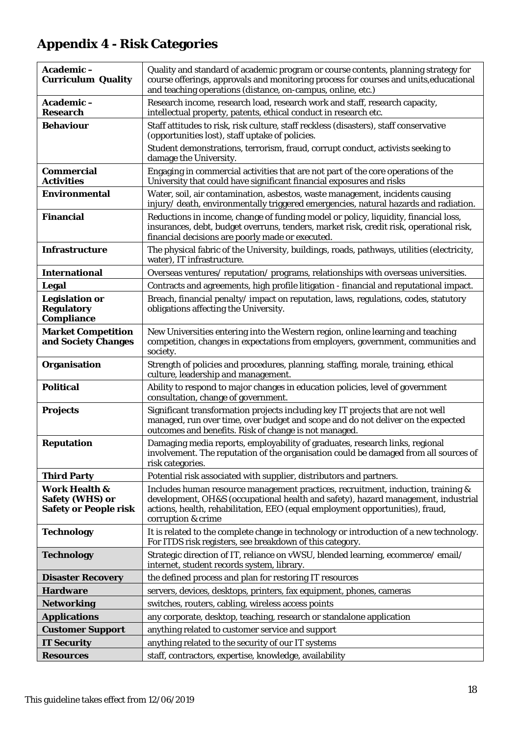## Appendix 4 - Risk Categories

| | |
|---|---|
| **Academic – Curriculum Quality** | Quality and standard of academic program or course contents, planning strategy for course offerings, approvals and monitoring process for courses and units,educational and teaching operations (distance, on-campus, online, etc.) |
| **Academic – Research** | Research income, research load, research work and staff, research capacity, intellectual property, patents, ethical conduct in research etc. |
| **Behaviour** | Staff attitudes to risk, risk culture, staff reckless (disasters), staff conservative (opportunities lost), staff uptake of policies.<br>Student demonstrations, terrorism, fraud, corrupt conduct, activists seeking to damage the University. |
| **Commercial Activities** | Engaging in commercial activities that are not part of the core operations of the University that could have significant financial exposures and risks |
| **Environmental** | Water, soil, air contamination, asbestos, waste management, incidents causing injury/ death, environmentally triggered emergencies, natural hazards and radiation. |
| **Financial** | Reductions in income, change of funding model or policy, liquidity, financial loss, insurances, debt, budget overruns, tenders, market risk, credit risk, operational risk, financial decisions are poorly made or executed. |
| **Infrastructure** | The physical fabric of the University, buildings, roads, pathways, utilities (electricity, water), IT infrastructure. |
| **International** | Overseas ventures/ reputation/ programs, relationships with overseas universities. |
| **Legal** | Contracts and agreements, high profile litigation - financial and reputational impact. |
| **Legislation or Regulatory Compliance** | Breach, financial penalty/ impact on reputation, laws, regulations, codes, statutory obligations affecting the University. |
| **Market Competition and Society Changes** | New Universities entering into the Western region, online learning and teaching competition, changes in expectations from employers, government, communities and society. |
| **Organisation** | Strength of policies and procedures, planning, staffing, morale, training, ethical culture, leadership and management. |
| **Political** | Ability to respond to major changes in education policies, level of government consultation, change of government. |
| **Projects** | Significant transformation projects including key IT projects that are not well managed, run over time, over budget and scope and do not deliver on the expected outcomes and benefits. Risk of change is not managed. |
| **Reputation** | Damaging media reports, employability of graduates, research links, regional involvement. The reputation of the organisation could be damaged from all sources of risk categories. |
| **Third Party** | Potential risk associated with supplier, distributors and partners. |
| **Work Health & Safety (WHS) or Safety or People risk** | Includes human resource management practices, recruitment, induction, training & development, OH&S (occupational health and safety), hazard management, industrial actions, health, rehabilitation, EEO (equal employment opportunities), fraud, corruption & crime |
| **Technology** | It is related to the complete change in technology or introduction of a new technology. For ITDS risk registers, see breakdown of this category. |
| **Technology** | Strategic direction of IT, reliance on vWSU, blended learning, ecommerce/ email/ internet, student records system, library. |
| **Disaster Recovery** | the defined process and plan for restoring IT resources |
| **Hardware** | servers, devices, desktops, printers, fax equipment, phones, cameras |
| **Networking** | switches, routers, cabling, wireless access points |
| **Applications** | any corporate, desktop, teaching, research or standalone application |
| **Customer Support** | anything related to customer service and support |
| **IT Security** | anything related to the security of our IT systems |
| **Resources** | staff, contractors, expertise, knowledge, availability |

This guideline takes effect from 12/06/2019